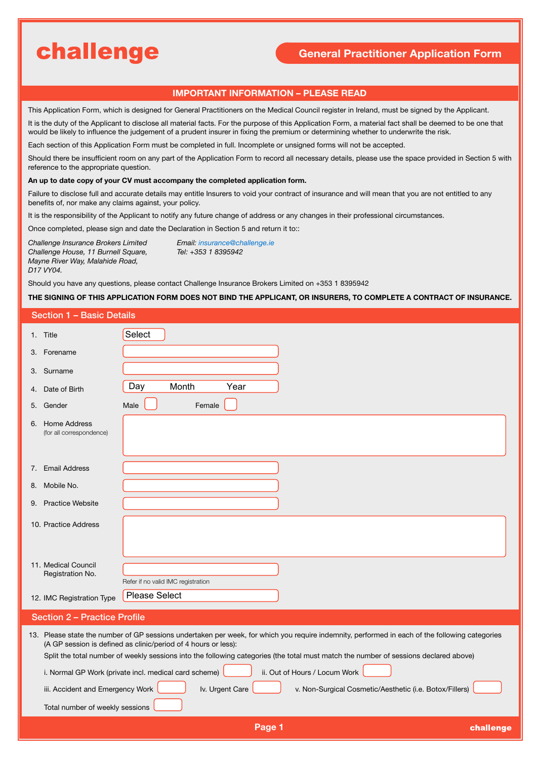# challenge

## General Practitioner Application Form

### IMPORTANT INFORMATION – PLEASE READ

This Application Form, which is designed for General Practitioners on the Medical Council register in Ireland, must be signed by the Applicant.

It is the duty of the Applicant to disclose all material facts. For the purpose of this Application Form, a material fact shall be deemed to be one that would be likely to influence the judgement of a prudent insurer in fixing the premium or determining whether to underwrite the risk.

Each section of this Application Form must be completed in full. Incomplete or unsigned forms will not be accepted.

Should there be insufficient room on any part of the Application Form to record all necessary details, please use the space provided in Section 5 with reference to the appropriate question.

**An up to date copy of your CV must accompany the completed application form.**

Failure to disclose full and accurate details may entitle Insurers to void your contract of insurance and will mean that you are not entitled to any benefits of, nor make any claims against, your policy.

It is the responsibility of the Applicant to notify any future change of address or any changes in their professional circumstances.

Once completed, please sign and date the Declaration in Section 5 and return it to::

*Challenge Insurance Brokers Limited*
*Challenge House, 11 Burnell Square,*
*Mayne River Way, Malahide Road,*
*D17 VY04.*

*Email: insurance@challenge.ie*
*Tel: +353 1 8395942*

Should you have any questions, please contact Challenge Insurance Brokers Limited on +353 1 8395942

**THE SIGNING OF THIS APPLICATION FORM DOES NOT BIND THE APPLICANT, OR INSURERS, TO COMPLETE A CONTRACT OF INSURANCE.**

### Section 1 – Basic Details

1. Title: Select
3. Forename: 
3. Surname: 
4. Date of Birth: Day / Month / Year
5. Gender: Male ☐ Female ☐
6. Home Address (for all correspondence): 
7. Email Address: 
8. Mobile No.: 
9. Practice Website: 
10. Practice Address: 
11. Medical Council Registration No.: 
    Refer if no valid IMC registration
12. IMC Registration Type: Please Select

### Section 2 – Practice Profile

13. Please state the number of GP sessions undertaken per week, for which you require indemnity, performed in each of the following categories (A GP session is defined as clinic/period of 4 hours or less):

    Split the total number of weekly sessions into the following categories (the total must match the number of sessions declared above)

    i. Normal GP Work (private incl. medical card scheme) ☐
    ii. Out of Hours / Locum Work ☐
    iii. Accident and Emergency Work ☐
    Iv. Urgent Care ☐
    v. Non-Surgical Cosmetic/Aesthetic (i.e. Botox/Fillers) ☐

    Total number of weekly sessions ☐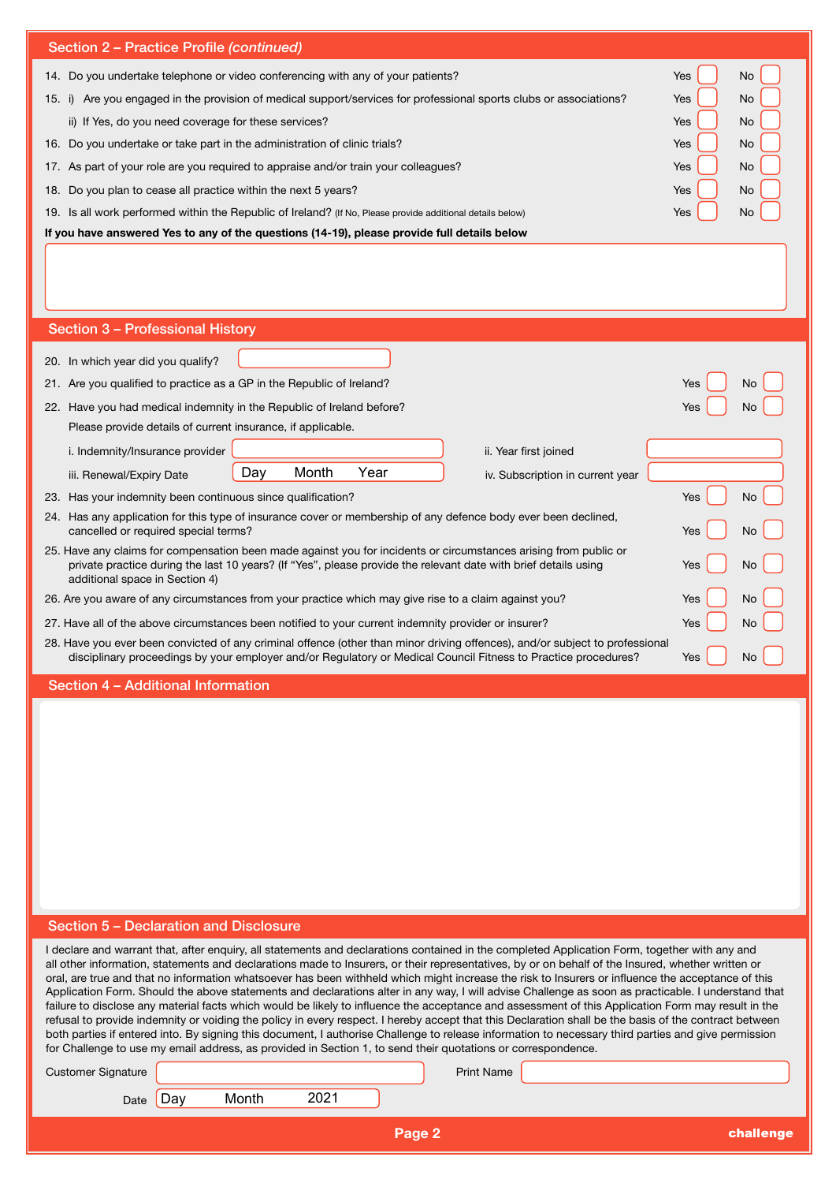## Section 2 – Practice Profile *(continued)*

14. Do you undertake telephone or video conferencing with any of your patients? Yes ☐ No ☐
15. i) Are you engaged in the provision of medical support/services for professional sports clubs or associations? Yes ☐ No ☐
    ii) If Yes, do you need coverage for these services? Yes ☐ No ☐
16. Do you undertake or take part in the administration of clinic trials? Yes ☐ No ☐
17. As part of your role are you required to appraise and/or train your colleagues? Yes ☐ No ☐
18. Do you plan to cease all practice within the next 5 years? Yes ☐ No ☐
19. Is all work performed within the Republic of Ireland? (If No, Please provide additional details below) Yes ☐ No ☐

**If you have answered Yes to any of the questions (14-19), please provide full details below**

## Section 3 – Professional History

20. In which year did you qualify?
21. Are you qualified to practice as a GP in the Republic of Ireland? Yes ☐ No ☐
22. Have you had medical indemnity in the Republic of Ireland before? Yes ☐ No ☐
    Please provide details of current insurance, if applicable.
    i. Indemnity/Insurance provider
    ii. Year first joined
    iii. Renewal/Expiry Date Day Month Year
    iv. Subscription in current year
23. Has your indemnity been continuous since qualification? Yes ☐ No ☐
24. Has any application for this type of insurance cover or membership of any defence body ever been declined, cancelled or required special terms? Yes ☐ No ☐
25. Have any claims for compensation been made against you for incidents or circumstances arising from public or private practice during the last 10 years? (If "Yes", please provide the relevant date with brief details using additional space in Section 4) Yes ☐ No ☐
26. Are you aware of any circumstances from your practice which may give rise to a claim against you? Yes ☐ No ☐
27. Have all of the above circumstances been notified to your current indemnity provider or insurer? Yes ☐ No ☐
28. Have you ever been convicted of any criminal offence (other than minor driving offences), and/or subject to professional disciplinary proceedings by your employer and/or Regulatory or Medical Council Fitness to Practice procedures? Yes ☐ No ☐

## Section 4 – Additional Information

## Section 5 – Declaration and Disclosure

I declare and warrant that, after enquiry, all statements and declarations contained in the completed Application Form, together with any and all other information, statements and declarations made to Insurers, or their representatives, by or on behalf of the Insured, whether written or oral, are true and that no information whatsoever has been withheld which might increase the risk to Insurers or influence the acceptance of this Application Form. Should the above statements and declarations alter in any way, I will advise Challenge as soon as practicable. I understand that failure to disclose any material facts which would be likely to influence the acceptance and assessment of this Application Form may result in the refusal to provide indemnity or voiding the policy in every respect. I hereby accept that this Declaration shall be the basis of the contract between both parties if entered into. By signing this document, I authorise Challenge to release information to necessary third parties and give permission for Challenge to use my email address, as provided in Section 1, to send their quotations or correspondence.

Customer Signature

Print Name

Date Day Month 2021